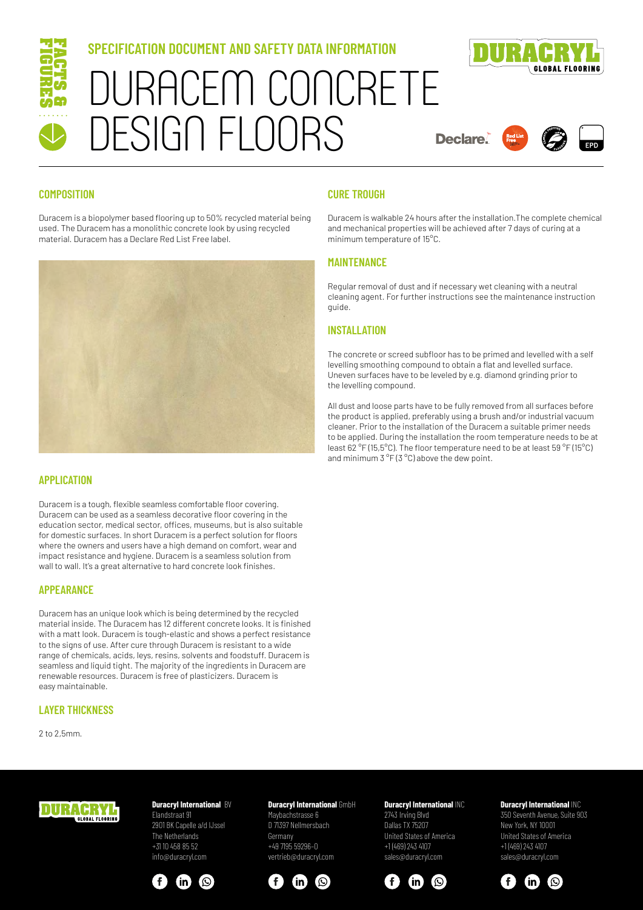FACTS & FIGURES

## SPECIFICATION DOCUMENT AND SAFETY DATA INFORMATION

# DURACEM CONCRETE DESIGN FLOORS

### COMPOSITION

Duracem is a biopolymer based flooring up to 50% recycled material being used. The Duracem has a monolithic concrete look by using recycled material. Duracem has a Declare Red List Free label.

### APPLICATION

Duracem is a tough, flexible seamless comfortable floor covering. Duracem can be used as a seamless decorative floor covering in the education sector, medical sector, offices, museums, but is also suitable for domestic surfaces. In short Duracem is a perfect solution for floors where the owners and users have a high demand on comfort, wear and impact resistance and hygiene. Duracem is a seamless solution from wall to wall. It's a great alternative to hard concrete look finishes.

### APPEARANCE

Duracem has an unique look which is being determined by the recycled material inside. The Duracem has 12 different concrete looks. It is finished with a matt look. Duracem is tough-elastic and shows a perfect resistance to the signs of use. After cure through Duracem is resistant to a wide range of chemicals, acids, leys, resins, solvents and foodstuff. Duracem is seamless and liquid tight. The majority of the ingredients in Duracem are renewable resources. Duracem is free of plasticizers. Duracem is easy maintainable.

### LAYER THICKNESS

2 to 2,5mm.

### CURE TROUGH

Duracem is walkable 24 hours after the installation.The complete chemical and mechanical properties will be achieved after 7 days of curing at a minimum temperature of 15°C.

### MAINTENANCE

Regular removal of dust and if necessary wet cleaning with a neutral cleaning agent. For further instructions see the maintenance instruction guide.

### INSTALLATION

The concrete or screed subfloor has to be primed and levelled with a self levelling smoothing compound to obtain a flat and levelled surface. Uneven surfaces have to be leveled by e.g. diamond grinding prior to the levelling compound.

All dust and loose parts have to be fully removed from all surfaces before the product is applied, preferably using a brush and/or industrial vacuum cleaner. Prior to the installation of the Duracem a suitable primer needs to be applied. During the installation the room temperature needs to be at least 62 °F (15,5°C). The floor temperature need to be at least 59 °F (15°C) and minimum 3 °F (3 °C) above the dew point.

**Duracryl International** BV
Elandstraat 91
2901 BK Capelle a/d IJssel
The Netherlands
+31 10 458 85 52
info@duracryl.com

**Duracryl International** GmbH
Maybachstrasse 6
D 71397 Nellmersbach
Germany
+49 7195 59296-0
vertrieb@duracryl.com

**Duracryl International** INC
2743 Irving Blvd
Dallas TX 75207
United States of America
+1 (469) 243 4107
sales@duracryl.com

**Duracryl International** INC
350 Seventh Avenue, Suite 903
New York, NY 10001
United States of America
+1 (469) 243 4107
sales@duracryl.com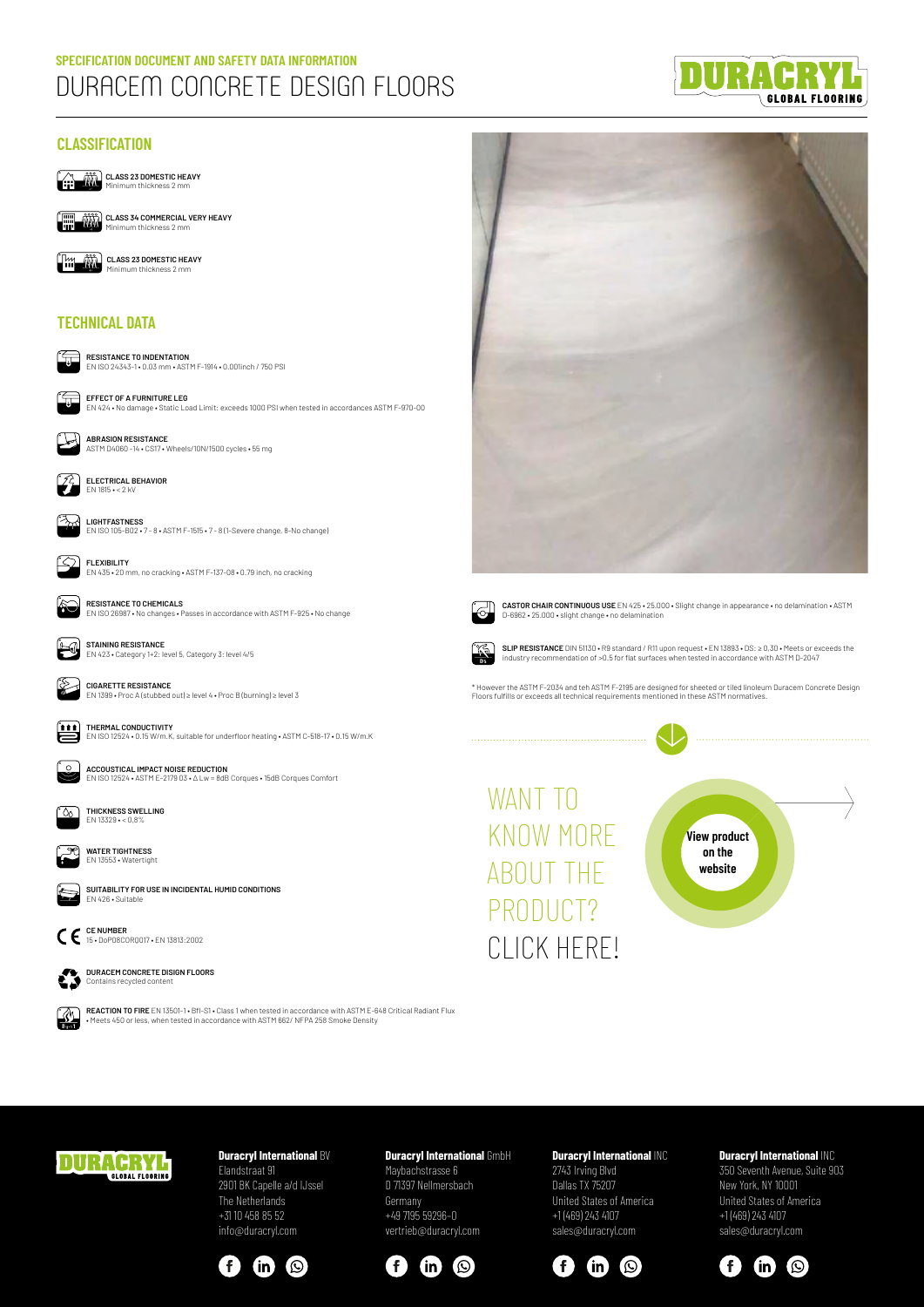## SPECIFICATION DOCUMENT AND SAFETY DATA INFORMATION

# DURACEM CONCRETE DESIGN FLOORS

## CLASSIFICATION

**CLASS 23 DOMESTIC HEAVY**
Minimum thickness 2 mm

**CLASS 34 COMMERCIAL VERY HEAVY**
Minimum thickness 2 mm

**CLASS 23 DOMESTIC HEAVY**
Minimum thickness 2 mm

## TECHNICAL DATA

**RESISTANCE TO INDENTATION**
EN ISO 24343-1 • 0.03 mm • ASTM F-1914 • 0.001inch / 750 PSI

**EFFECT OF A FURNITURE LEG**
EN 424 • No damage • Static Load Limit: exceeds 1000 PSI when tested in accordances ASTM F-970-00

**ABRASION RESISTANCE**
ASTM D4060 -14 • CS17 • Wheels/10N/1500 cycles • 55 mg

**ELECTRICAL BEHAVIOR**
EN 1815 • < 2 kV

**LIGHTFASTNESS**
EN ISO 105-B02 • 7 - 8 • ASTM F-1515 • 7 - 8 (1-Severe change, 8-No change)

**FLEXIBILITY**
EN 435 • 20 mm, no cracking • ASTM F-137-08 • 0.79 inch, no cracking

**RESISTANCE TO CHEMICALS**
EN ISO 26987 • No changes • Passes in accordance with ASTM F-925 • No change

**STAINING RESISTANCE**
EN 423 • Category 1+2: level 5, Category 3: level 4/5

**CIGARETTE RESISTANCE**
EN 1399 • Proc A (stubbed out) ≥ level 4 • Proc B (burning) ≥ level 3

**THERMAL CONDUCTIVITY**
EN ISO 12524 • 0.15 W/m.K, suitable for underfloor heating • ASTM C-518-17 • 0.15 W/m.K

**ACCOUSTICAL IMPACT NOISE REDUCTION**
EN ISO 12524 • ASTM E-2179 03 • Δ Lw = 8dB Corques • 15dB Corques Comfort

**THICKNESS SWELLING**
EN 13329 • < 0,8%

**WATER TIGHTNESS**
EN 13553 • Watertight

**SUITABILITY FOR USE IN INCIDENTAL HUMID CONDITIONS**
EN 426 • Suitable

**CE NUMBER**
15 • DoP08COR0017 • EN 13813:2002

**DURACEM CONCRETE DISIGN FLOORS**
Contains recycled content

**REACTION TO FIRE** EN 13501-1 • Bfl-S1 • Class 1 when tested in accordance with ASTM E-648 Critical Radiant Flux • Meets 450 or less, when tested in accordance with ASTM 662/ NFPA 258 Smoke Density

**CASTOR CHAIR CONTINUOUS USE** EN 425 • 25.000 • Slight change in appearance • no delamination • ASTM D-6962 • 25.000 • slight change • no delamination

**SLIP RESISTANCE** DIN 51130 • R9 standard / R11 upon request • EN 13893 • DS: ≥ 0,30 • Meets or exceeds the industry recommendation of >0.5 for flat surfaces when tested in accordance with ASTM D-2047

* However the ASTM F-2034 and teh ASTM F-2195 are designed for sheeted or tiled linoleum Duracem Concrete Design Floors fulfills or exceeds all technical requirements mentioned in these ASTM normatives.

WANT TO KNOW MORE ABOUT THE PRODUCT? CLICK HERE!

**View product on the website**

**Duracryl International** BV
Elandstraat 91
2901 BK Capelle a/d IJssel
The Netherlands
+31 10 458 85 52
info@duracryl.com

**Duracryl International** GmbH
Maybachstrasse 6
D 71397 Nellmersbach
Germany
+49 7195 59296-0
vertrieb@duracryl.com

**Duracryl International** INC
2743 Irving Blvd
Dallas TX 75207
United States of America
+1 (469) 243 4107
sales@duracryl.com

**Duracryl International** INC
350 Seventh Avenue, Suite 903
New York, NY 10001
United States of America
+1 (469) 243 4107
sales@duracryl.com